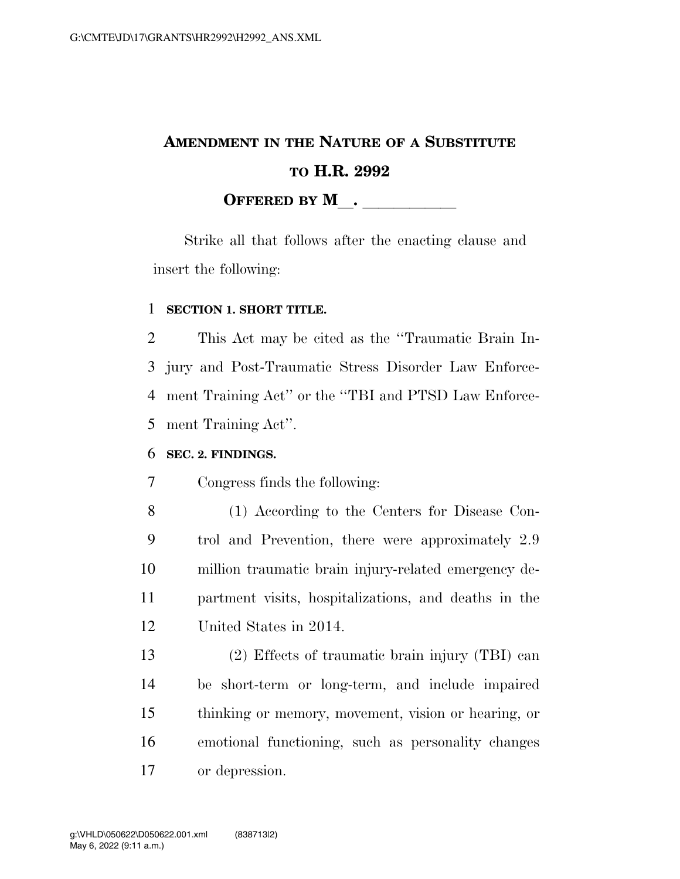# AMENDMENT IN THE NATURE OF A SUBSTITUTE TO H.R. 2992

## OFFERED BY M\_\_. \_\_\_\_\_\_\_\_\_\_\_\_

Strike all that follows after the enacting clause and insert the following:

### SECTION 1. SHORT TITLE.

This Act may be cited as the "Traumatic Brain Injury and Post-Traumatic Stress Disorder Law Enforcement Training Act" or the "TBI and PTSD Law Enforcement Training Act".

### SEC. 2. FINDINGS.

Congress finds the following:

(1) According to the Centers for Disease Control and Prevention, there were approximately 2.9 million traumatic brain injury-related emergency department visits, hospitalizations, and deaths in the United States in 2014.

(2) Effects of traumatic brain injury (TBI) can be short-term or long-term, and include impaired thinking or memory, movement, vision or hearing, or emotional functioning, such as personality changes or depression.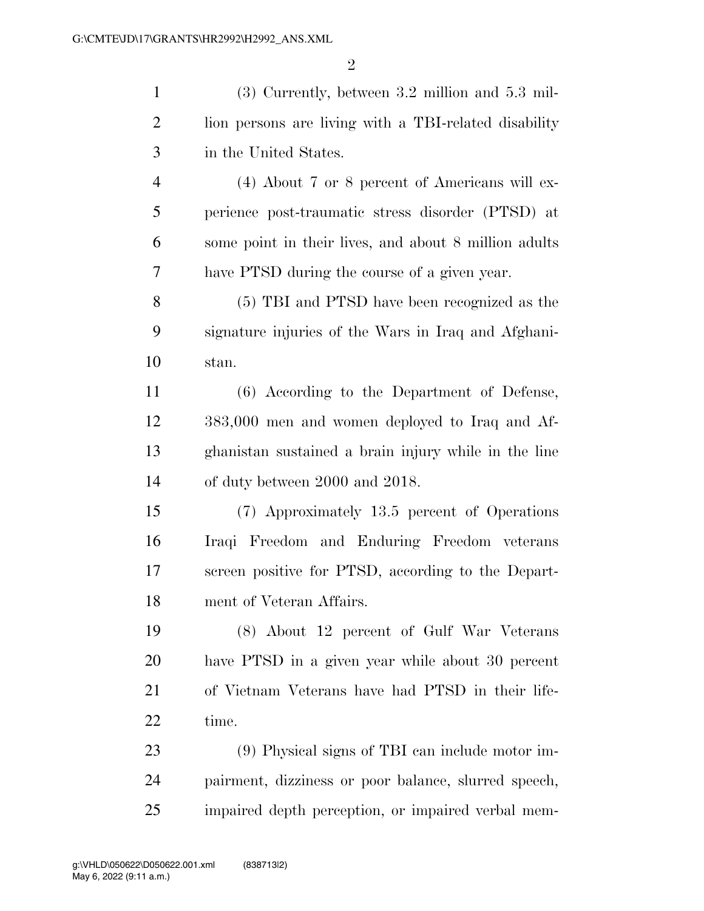(3) Currently, between 3.2 million and 5.3 million persons are living with a TBI-related disability in the United States.

(4) About 7 or 8 percent of Americans will experience post-traumatic stress disorder (PTSD) at some point in their lives, and about 8 million adults have PTSD during the course of a given year.

(5) TBI and PTSD have been recognized as the signature injuries of the Wars in Iraq and Afghanistan.

(6) According to the Department of Defense, 383,000 men and women deployed to Iraq and Afghanistan sustained a brain injury while in the line of duty between 2000 and 2018.

(7) Approximately 13.5 percent of Operations Iraqi Freedom and Enduring Freedom veterans screen positive for PTSD, according to the Department of Veteran Affairs.

(8) About 12 percent of Gulf War Veterans have PTSD in a given year while about 30 percent of Vietnam Veterans have had PTSD in their lifetime.

(9) Physical signs of TBI can include motor impairment, dizziness or poor balance, slurred speech, impaired depth perception, or impaired verbal mem-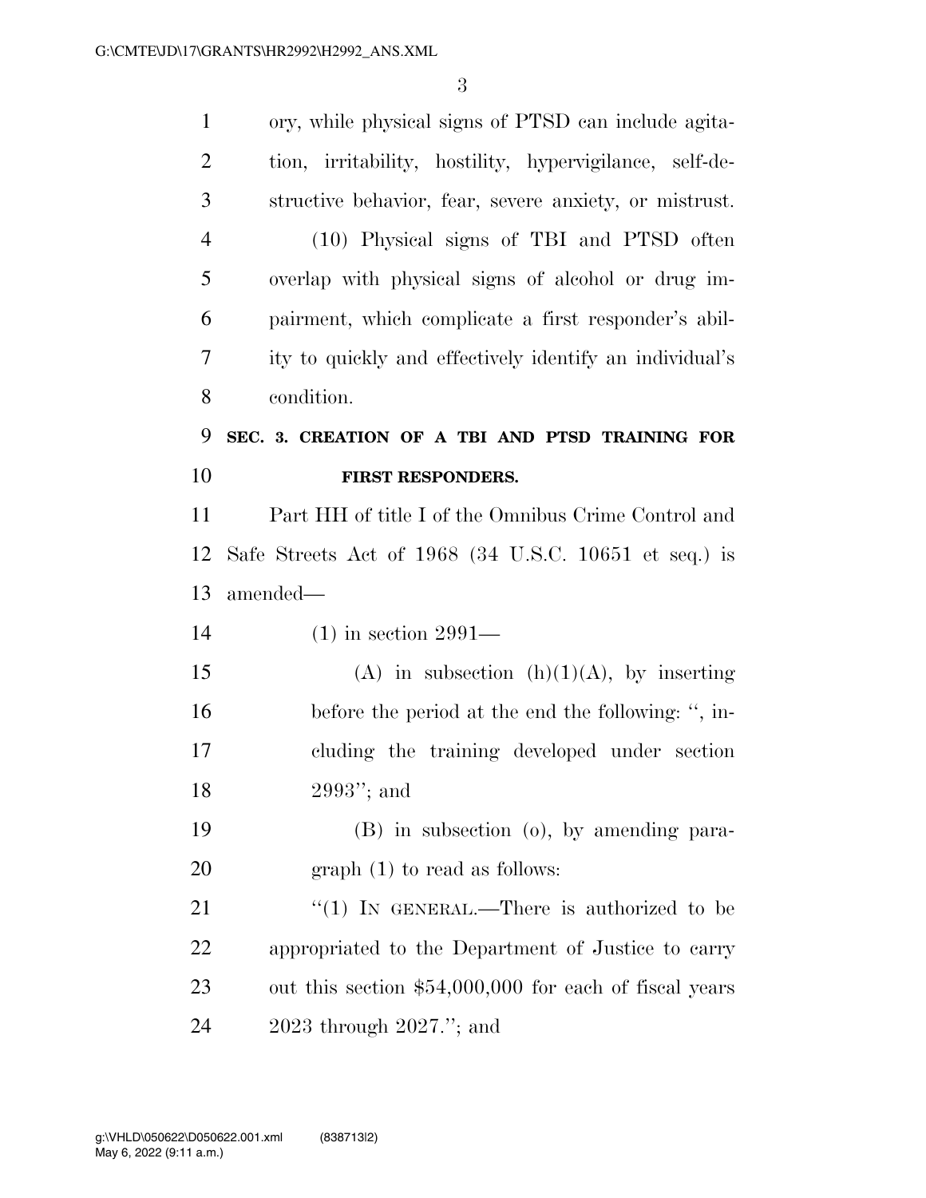ory, while physical signs of PTSD can include agitation, irritability, hostility, hypervigilance, self-destructive behavior, fear, severe anxiety, or mistrust.

(10) Physical signs of TBI and PTSD often overlap with physical signs of alcohol or drug impairment, which complicate a first responder's ability to quickly and effectively identify an individual's condition.

**SEC. 3. CREATION OF A TBI AND PTSD TRAINING FOR FIRST RESPONDERS.**

Part HH of title I of the Omnibus Crime Control and Safe Streets Act of 1968 (34 U.S.C. 10651 et seq.) is amended—

(1) in section 2991—

(A) in subsection (h)(1)(A), by inserting before the period at the end the following: ", including the training developed under section 2993"; and

(B) in subsection (o), by amending paragraph (1) to read as follows:

"(1) IN GENERAL.—There is authorized to be appropriated to the Department of Justice to carry out this section $54,000,000 for each of fiscal years 2023 through 2027."; and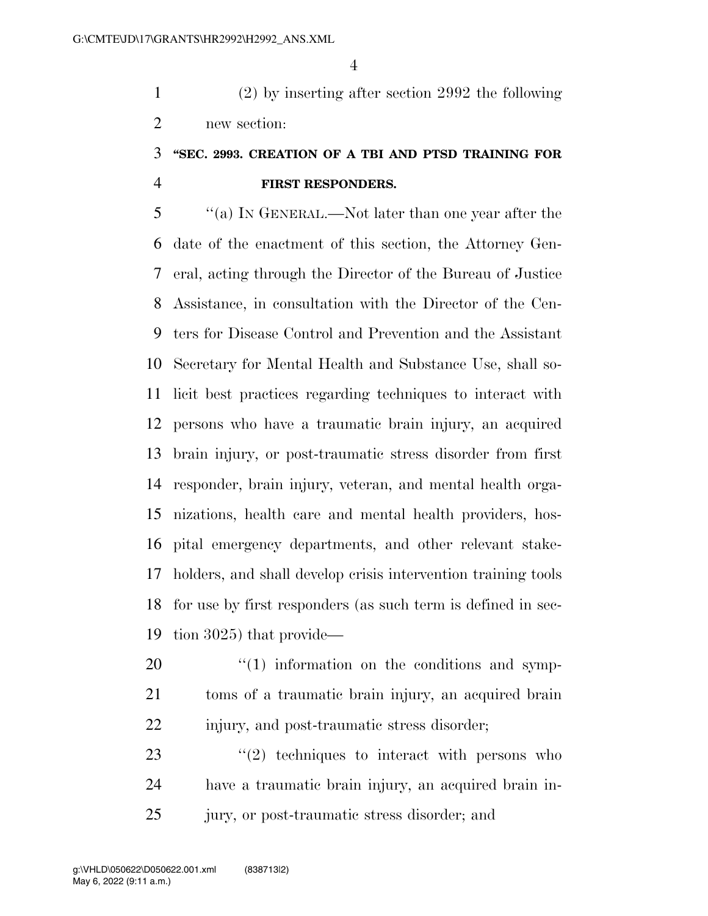(2) by inserting after section 2992 the following new section:

### "SEC. 2993. CREATION OF A TBI AND PTSD TRAINING FOR FIRST RESPONDERS.

"(a) IN GENERAL.—Not later than one year after the date of the enactment of this section, the Attorney General, acting through the Director of the Bureau of Justice Assistance, in consultation with the Director of the Centers for Disease Control and Prevention and the Assistant Secretary for Mental Health and Substance Use, shall solicit best practices regarding techniques to interact with persons who have a traumatic brain injury, an acquired brain injury, or post-traumatic stress disorder from first responder, brain injury, veteran, and mental health organizations, health care and mental health providers, hospital emergency departments, and other relevant stakeholders, and shall develop crisis intervention training tools for use by first responders (as such term is defined in section 3025) that provide—

"(1) information on the conditions and symptoms of a traumatic brain injury, an acquired brain injury, and post-traumatic stress disorder;

"(2) techniques to interact with persons who have a traumatic brain injury, an acquired brain injury, or post-traumatic stress disorder; and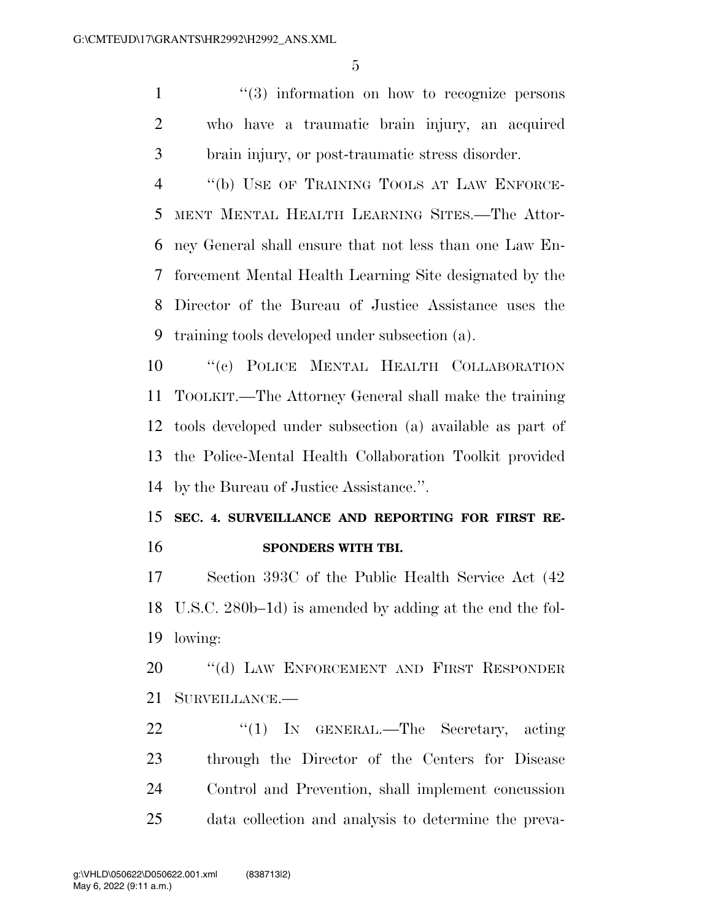"(3) information on how to recognize persons who have a traumatic brain injury, an acquired brain injury, or post-traumatic stress disorder.

"(b) USE OF TRAINING TOOLS AT LAW ENFORCEMENT MENTAL HEALTH LEARNING SITES.—The Attorney General shall ensure that not less than one Law Enforcement Mental Health Learning Site designated by the Director of the Bureau of Justice Assistance uses the training tools developed under subsection (a).

"(c) POLICE MENTAL HEALTH COLLABORATION TOOLKIT.—The Attorney General shall make the training tools developed under subsection (a) available as part of the Police-Mental Health Collaboration Toolkit provided by the Bureau of Justice Assistance.".

**SEC. 4. SURVEILLANCE AND REPORTING FOR FIRST RESPONDERS WITH TBI.**

Section 393C of the Public Health Service Act (42 U.S.C. 280b–1d) is amended by adding at the end the following:

"(d) LAW ENFORCEMENT AND FIRST RESPONDER SURVEILLANCE.—

"(1) IN GENERAL.—The Secretary, acting through the Director of the Centers for Disease Control and Prevention, shall implement concussion data collection and analysis to determine the preva-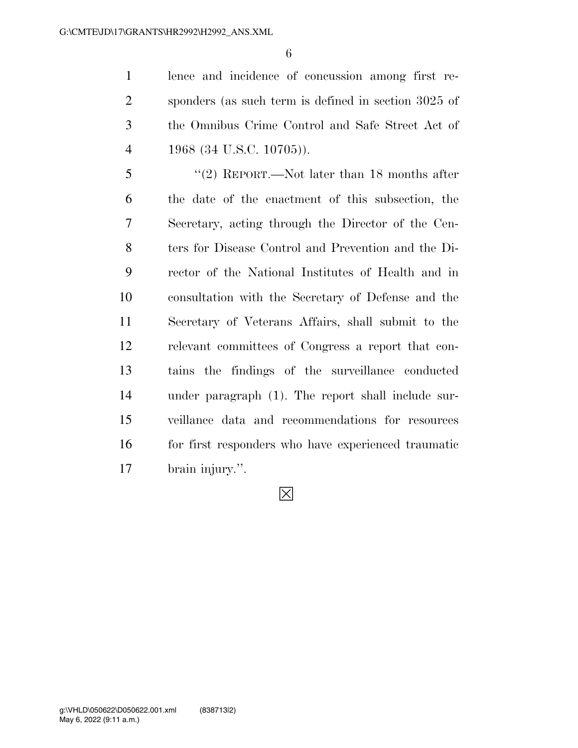lence and incidence of concussion among first responders (as such term is defined in section 3025 of the Omnibus Crime Control and Safe Street Act of 1968 (34 U.S.C. 10705)).

"(2) REPORT.—Not later than 18 months after the date of the enactment of this subsection, the Secretary, acting through the Director of the Centers for Disease Control and Prevention and the Director of the National Institutes of Health and in consultation with the Secretary of Defense and the Secretary of Veterans Affairs, shall submit to the relevant committees of Congress a report that contains the findings of the surveillance conducted under paragraph (1). The report shall include surveillance data and recommendations for resources for first responders who have experienced traumatic brain injury.".